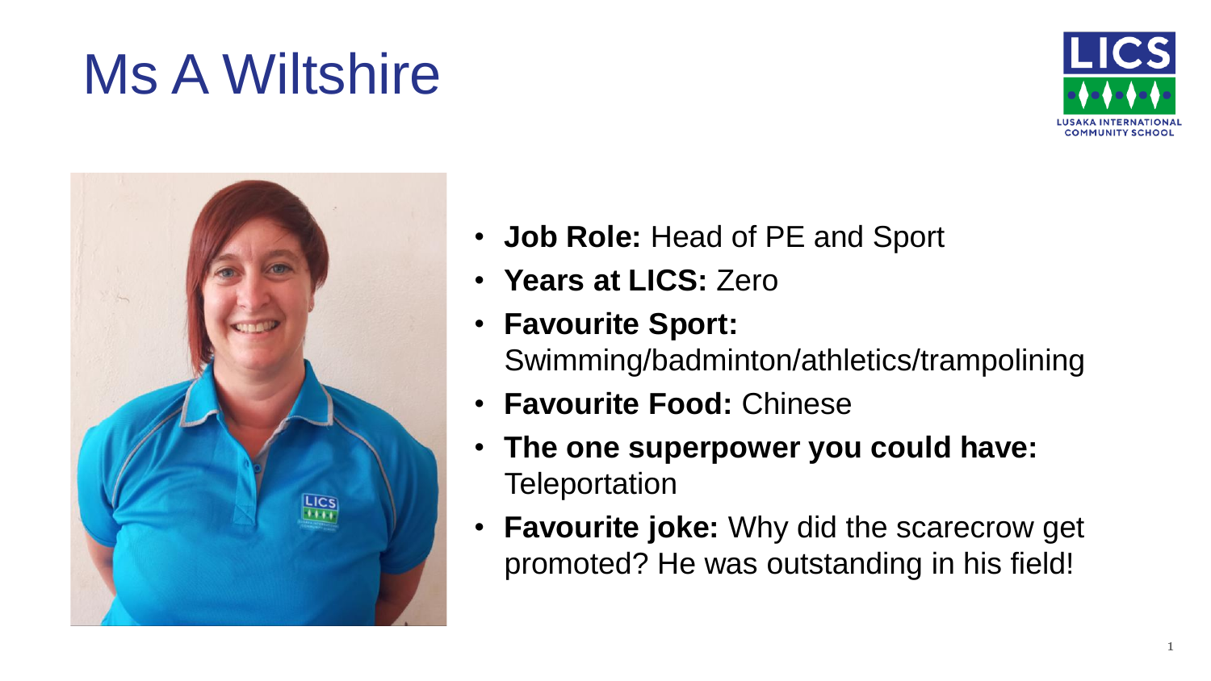# Ms A Wiltshire

- **Job Role:** Head of PE and Sport
- **Years at LICS:** Zero
- **Favourite Sport:** Swimming/badminton/athletics/trampolining
- **Favourite Food:** Chinese
- **The one superpower you could have:** Teleportation
- **Favourite joke:** Why did the scarecrow get promoted? He was outstanding in his field!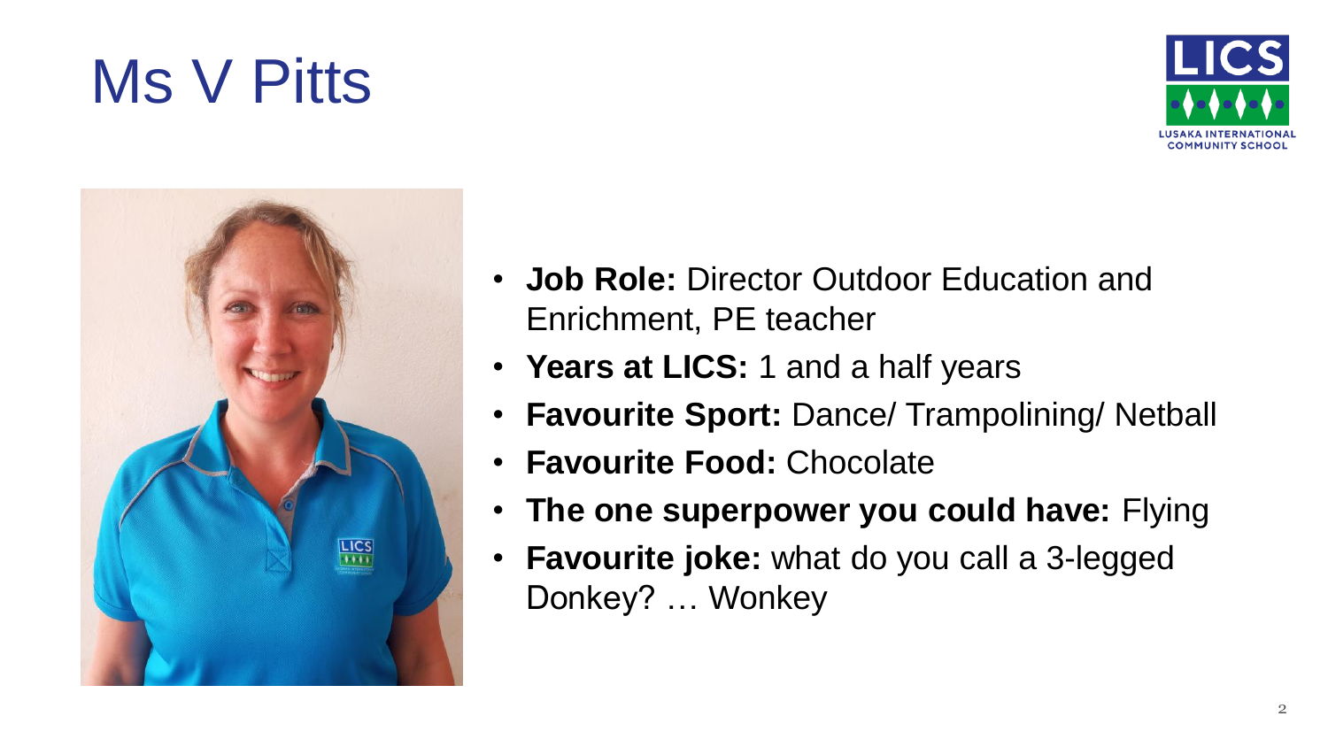# Ms V Pitts

- **Job Role:** Director Outdoor Education and Enrichment, PE teacher
- **Years at LICS:** 1 and a half years
- **Favourite Sport:** Dance/ Trampolining/ Netball
- **Favourite Food:** Chocolate
- **The one superpower you could have:** Flying
- **Favourite joke:** what do you call a 3-legged Donkey? … Wonkey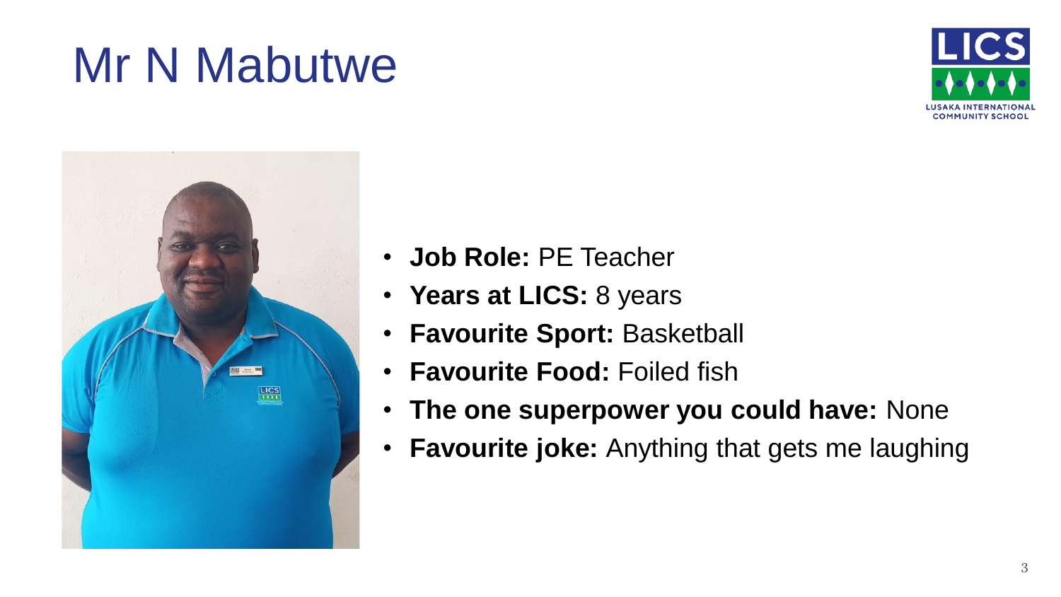# Mr N Mabutwe

- **Job Role:** PE Teacher
- **Years at LICS:** 8 years
- **Favourite Sport:** Basketball
- **Favourite Food:** Foiled fish
- **The one superpower you could have:** None
- **Favourite joke:** Anything that gets me laughing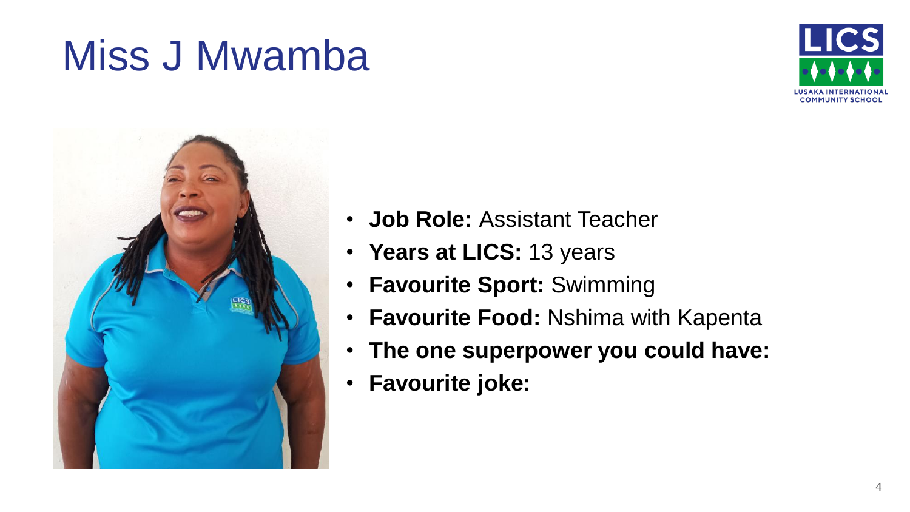# Miss J Mwamba

- **Job Role:** Assistant Teacher
- **Years at LICS:** 13 years
- **Favourite Sport:** Swimming
- **Favourite Food:** Nshima with Kapenta
- **The one superpower you could have:**
- **Favourite joke:**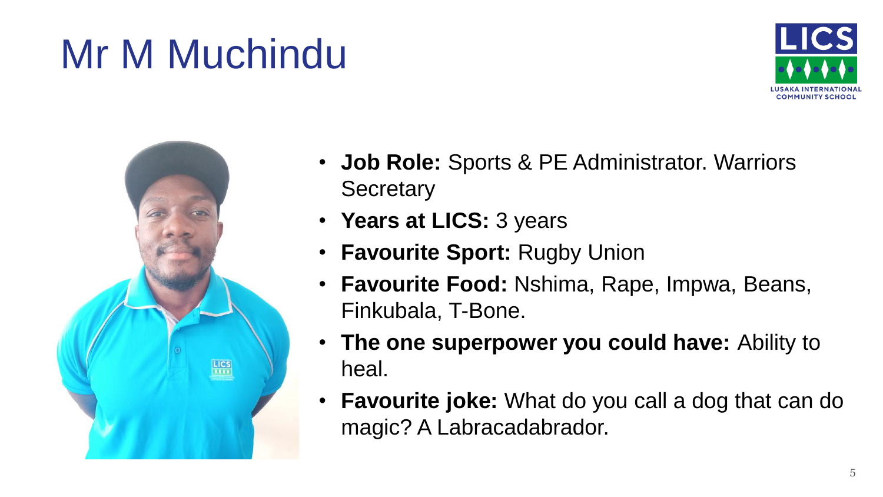# Mr M Muchindu

- **Job Role:** Sports & PE Administrator. Warriors Secretary
- **Years at LICS:** 3 years
- **Favourite Sport:** Rugby Union
- **Favourite Food:** Nshima, Rape, Impwa, Beans, Finkubala, T-Bone.
- **The one superpower you could have:** Ability to heal.
- **Favourite joke:** What do you call a dog that can do magic? A Labracadabrador.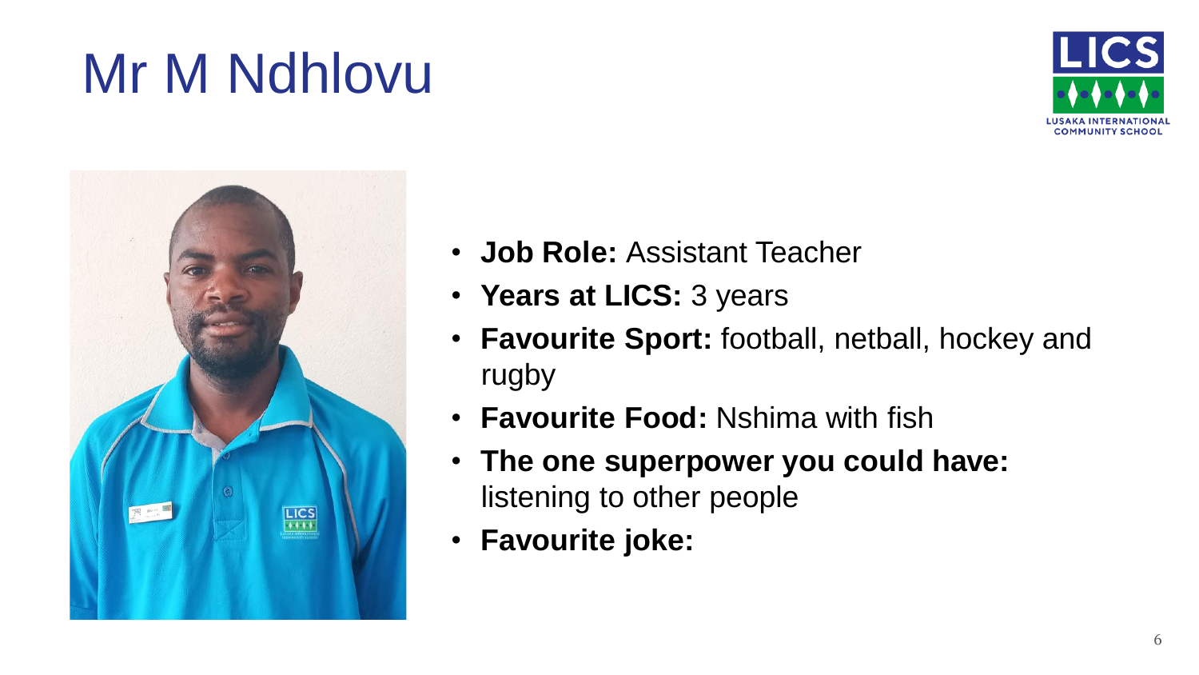# Mr M Ndhlovu

- **Job Role:** Assistant Teacher
- **Years at LICS:** 3 years
- **Favourite Sport:** football, netball, hockey and rugby
- **Favourite Food:** Nshima with fish
- **The one superpower you could have:** listening to other people
- **Favourite joke:**